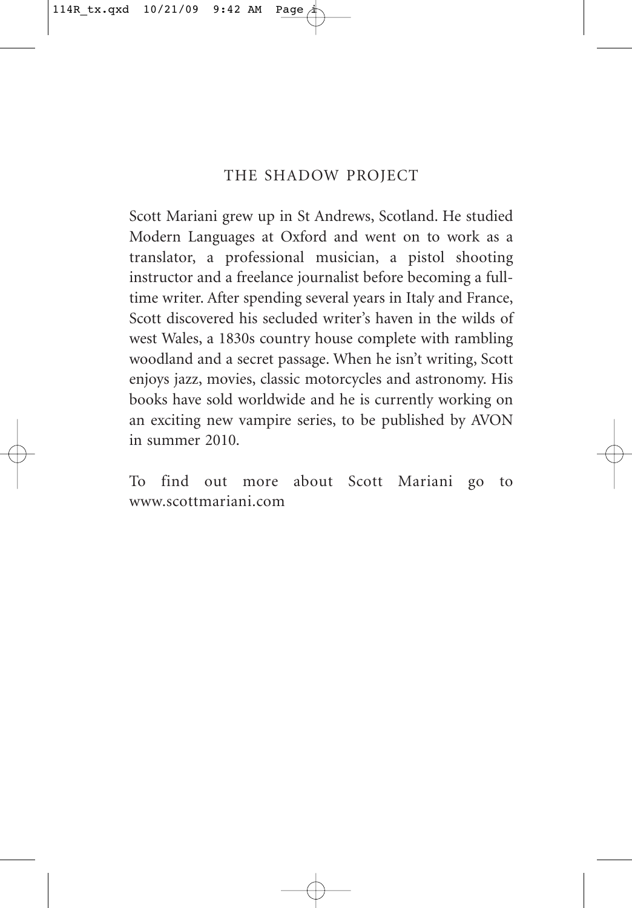# THE SHADOW PROJECT

Scott Mariani grew up in St Andrews, Scotland. He studied Modern Languages at Oxford and went on to work as a translator, a professional musician, a pistol shooting instructor and a freelance journalist before becoming a full-time writer. After spending several years in Italy and France, Scott discovered his secluded writer's haven in the wilds of west Wales, a 1830s country house complete with rambling woodland and a secret passage. When he isn't writing, Scott enjoys jazz, movies, classic motorcycles and astronomy. His books have sold worldwide and he is currently working on an exciting new vampire series, to be published by AVON in summer 2010.

To find out more about Scott Mariani go to www.scottmariani.com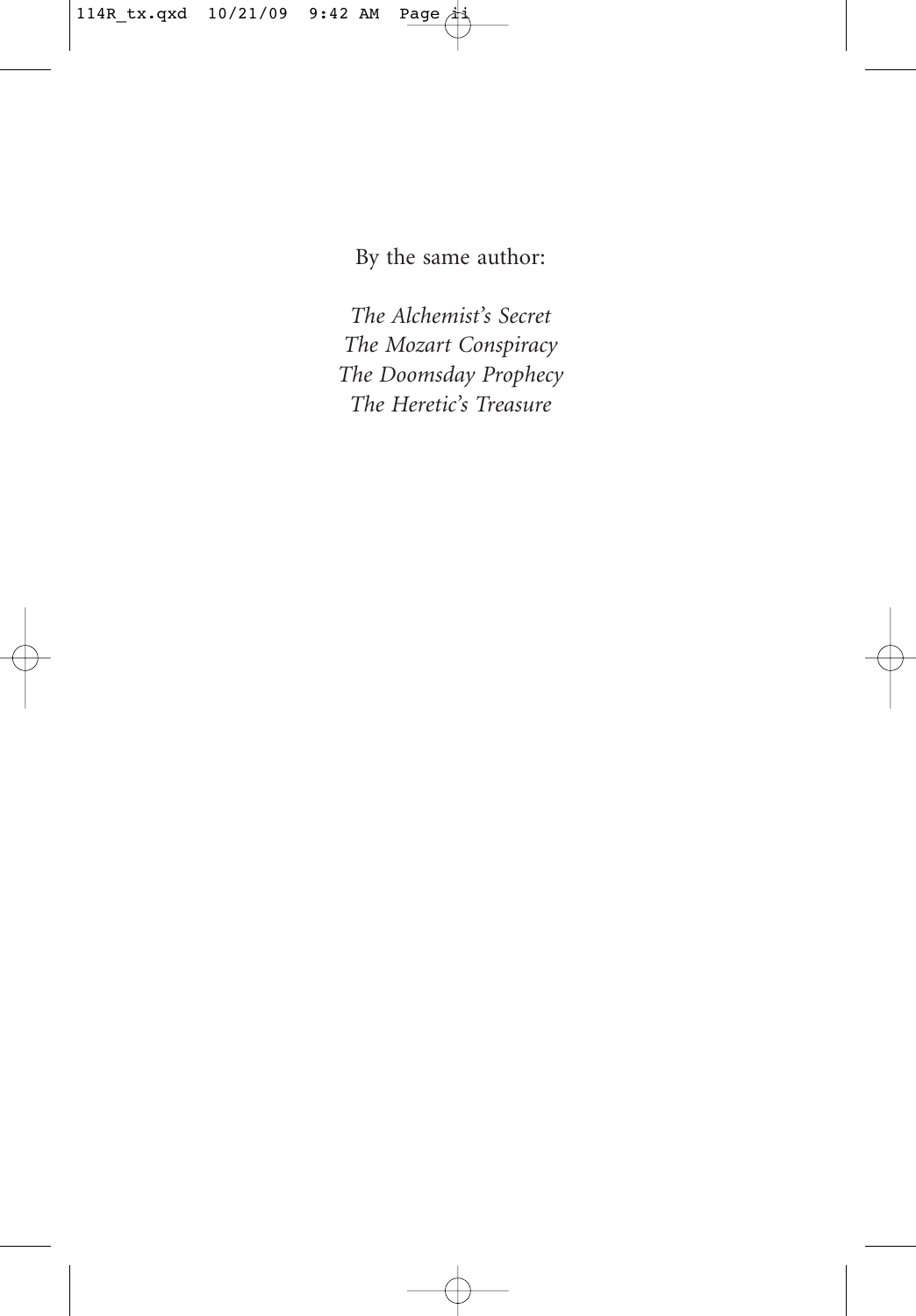By the same author:

*The Alchemist's Secret*
*The Mozart Conspiracy*
*The Doomsday Prophecy*
*The Heretic's Treasure*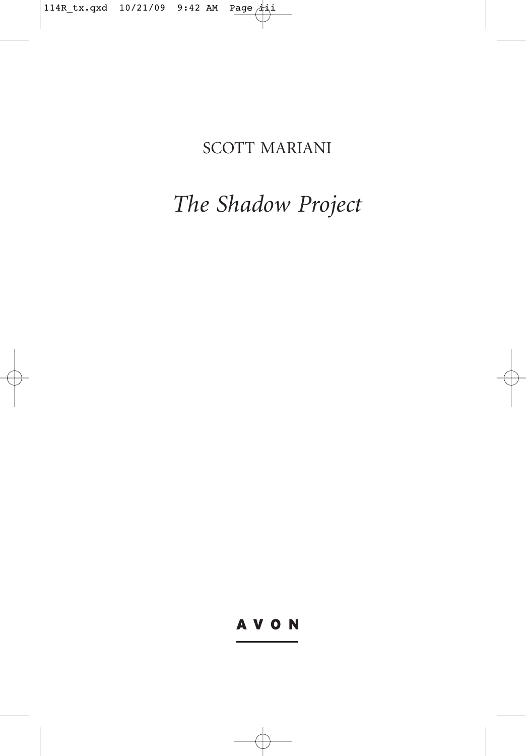SCOTT MARIANI

# *The Shadow Project*

AVON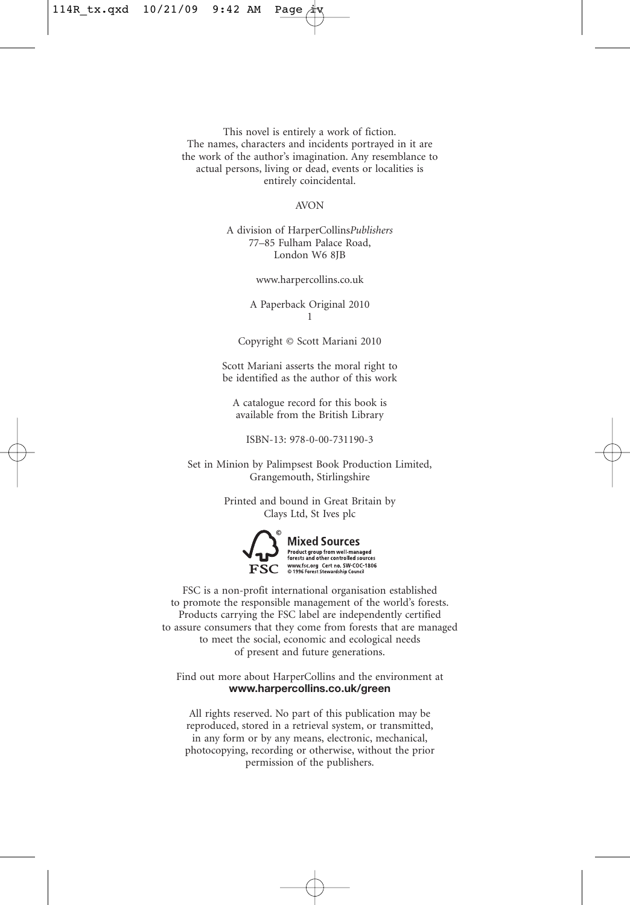This novel is entirely a work of fiction.
The names, characters and incidents portrayed in it are
the work of the author's imagination. Any resemblance to
actual persons, living or dead, events or localities is
entirely coincidental.

AVON

A division of HarperCollins*Publishers*
77–85 Fulham Palace Road,
London W6 8JB

www.harpercollins.co.uk

A Paperback Original 2010
1

Copyright © Scott Mariani 2010

Scott Mariani asserts the moral right to
be identified as the author of this work

A catalogue record for this book is
available from the British Library

ISBN-13: 978-0-00-731190-3

Set in Minion by Palimpsest Book Production Limited,
Grangemouth, Stirlingshire

Printed and bound in Great Britain by
Clays Ltd, St Ives plc

**Mixed Sources**
Product group from well-managed
forests and other controlled sources
www.fsc.org Cert no. SW-COC-1806
© 1996 Forest Stewardship Council

FSC is a non-profit international organisation established
to promote the responsible management of the world's forests.
Products carrying the FSC label are independently certified
to assure consumers that they come from forests that are managed
to meet the social, economic and ecological needs
of present and future generations.

Find out more about HarperCollins and the environment at
**www.harpercollins.co.uk/green**

All rights reserved. No part of this publication may be
reproduced, stored in a retrieval system, or transmitted,
in any form or by any means, electronic, mechanical,
photocopying, recording or otherwise, without the prior
permission of the publishers.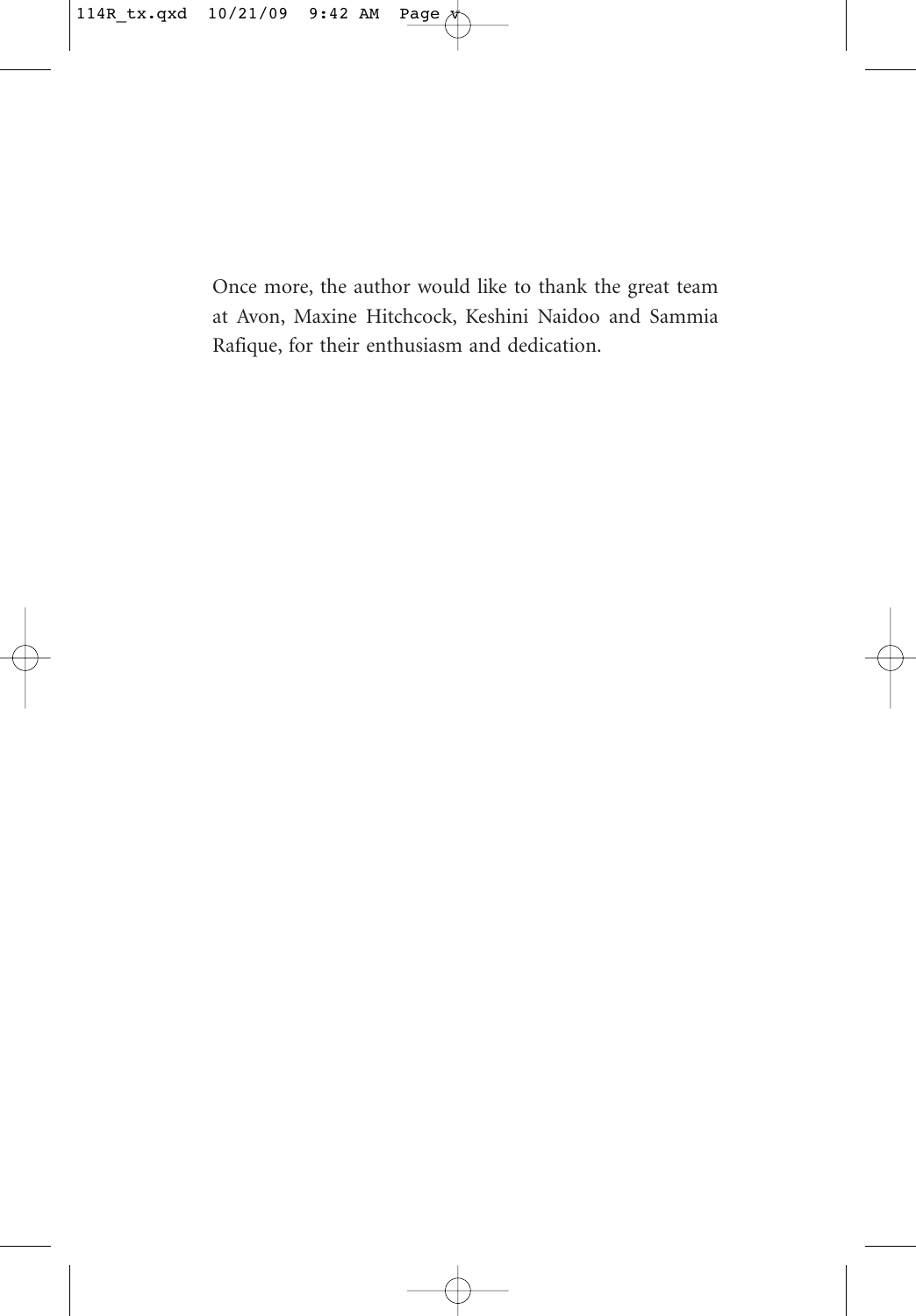Once more, the author would like to thank the great team at Avon, Maxine Hitchcock, Keshini Naidoo and Sammia Rafique, for their enthusiasm and dedication.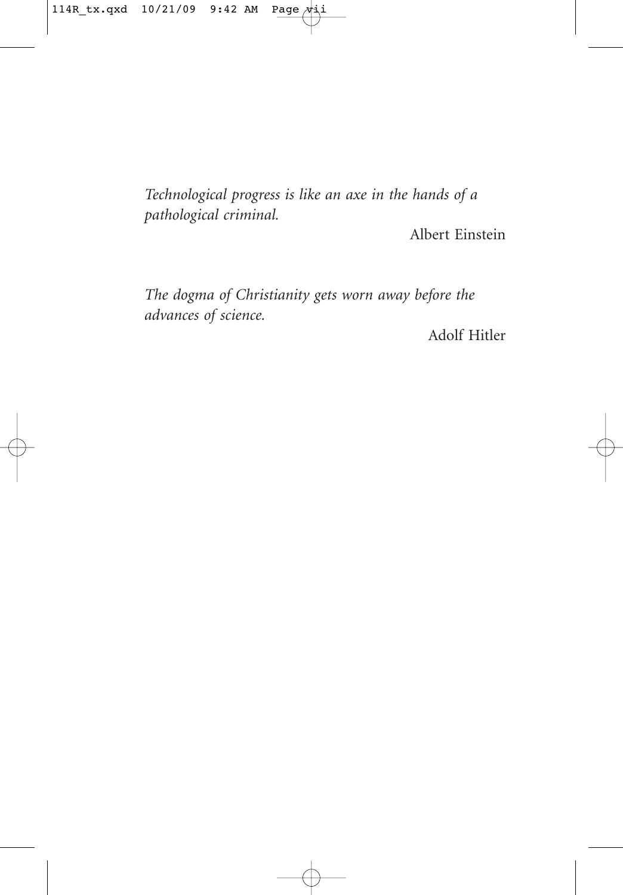*Technological progress is like an axe in the hands of a pathological criminal.*

Albert Einstein

*The dogma of Christianity gets worn away before the advances of science.*

Adolf Hitler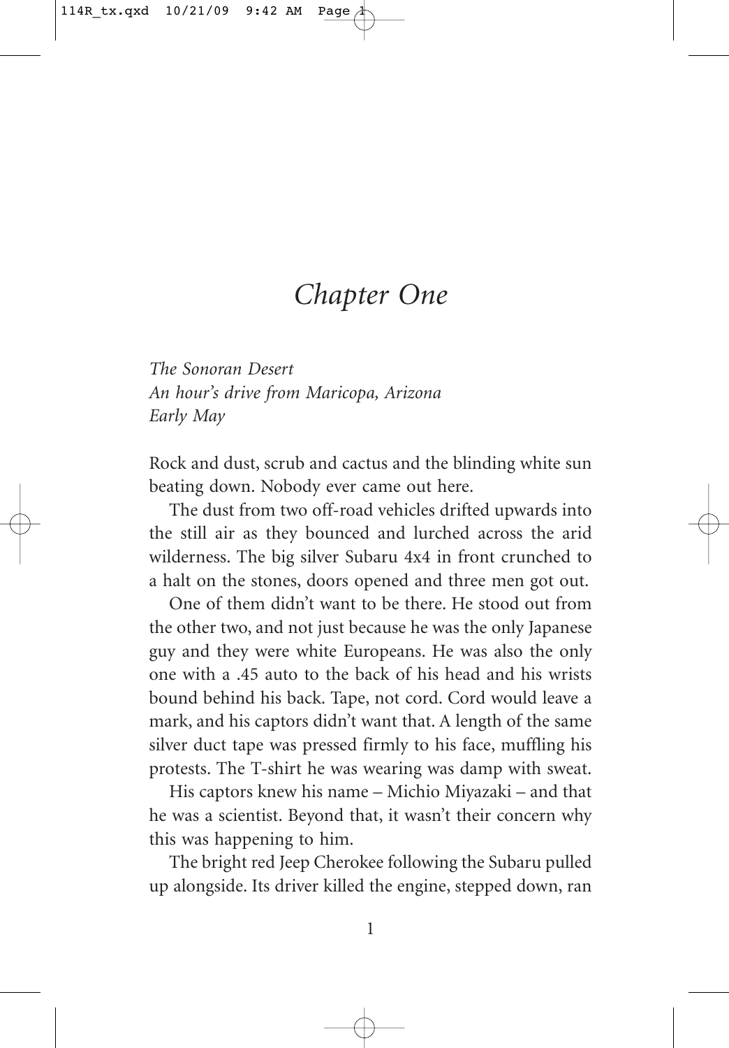# *Chapter One*

*The Sonoran Desert*
*An hour's drive from Maricopa, Arizona*
*Early May*

Rock and dust, scrub and cactus and the blinding white sun beating down. Nobody ever came out here.

The dust from two off-road vehicles drifted upwards into the still air as they bounced and lurched across the arid wilderness. The big silver Subaru 4x4 in front crunched to a halt on the stones, doors opened and three men got out.

One of them didn't want to be there. He stood out from the other two, and not just because he was the only Japanese guy and they were white Europeans. He was also the only one with a .45 auto to the back of his head and his wrists bound behind his back. Tape, not cord. Cord would leave a mark, and his captors didn't want that. A length of the same silver duct tape was pressed firmly to his face, muffling his protests. The T-shirt he was wearing was damp with sweat.

His captors knew his name – Michio Miyazaki – and that he was a scientist. Beyond that, it wasn't their concern why this was happening to him.

The bright red Jeep Cherokee following the Subaru pulled up alongside. Its driver killed the engine, stepped down, ran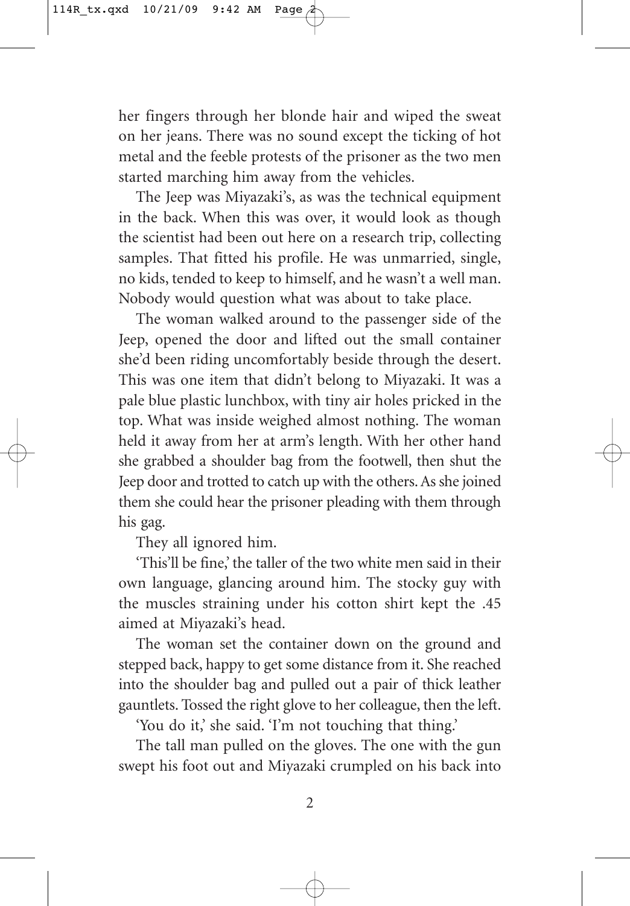her fingers through her blonde hair and wiped the sweat on her jeans. There was no sound except the ticking of hot metal and the feeble protests of the prisoner as the two men started marching him away from the vehicles.

The Jeep was Miyazaki's, as was the technical equipment in the back. When this was over, it would look as though the scientist had been out here on a research trip, collecting samples. That fitted his profile. He was unmarried, single, no kids, tended to keep to himself, and he wasn't a well man. Nobody would question what was about to take place.

The woman walked around to the passenger side of the Jeep, opened the door and lifted out the small container she'd been riding uncomfortably beside through the desert. This was one item that didn't belong to Miyazaki. It was a pale blue plastic lunchbox, with tiny air holes pricked in the top. What was inside weighed almost nothing. The woman held it away from her at arm's length. With her other hand she grabbed a shoulder bag from the footwell, then shut the Jeep door and trotted to catch up with the others. As she joined them she could hear the prisoner pleading with them through his gag.

They all ignored him.

'This'll be fine,' the taller of the two white men said in their own language, glancing around him. The stocky guy with the muscles straining under his cotton shirt kept the .45 aimed at Miyazaki's head.

The woman set the container down on the ground and stepped back, happy to get some distance from it. She reached into the shoulder bag and pulled out a pair of thick leather gauntlets. Tossed the right glove to her colleague, then the left.

'You do it,' she said. 'I'm not touching that thing.'

The tall man pulled on the gloves. The one with the gun swept his foot out and Miyazaki crumpled on his back into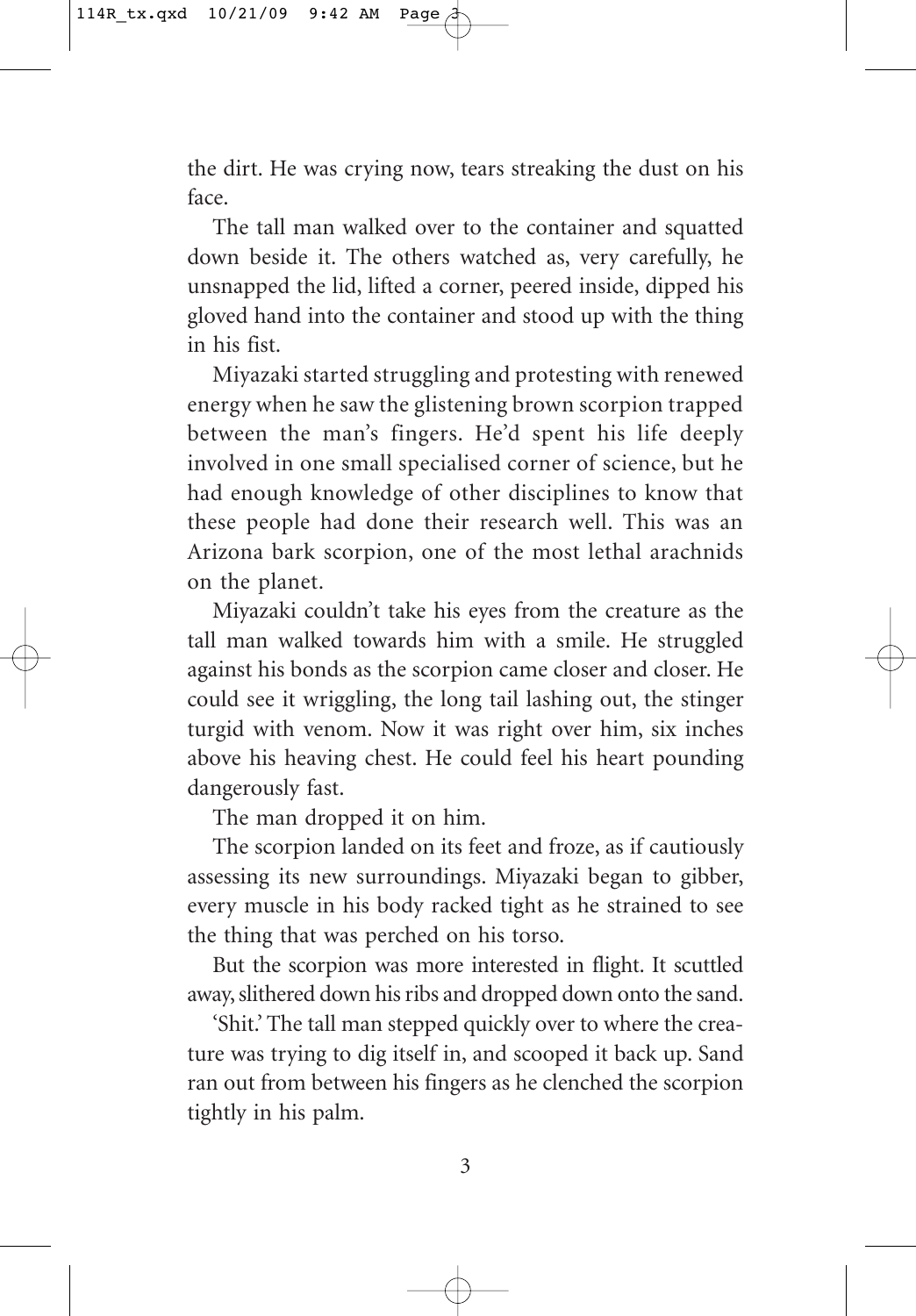the dirt. He was crying now, tears streaking the dust on his face.

The tall man walked over to the container and squatted down beside it. The others watched as, very carefully, he unsnapped the lid, lifted a corner, peered inside, dipped his gloved hand into the container and stood up with the thing in his fist.

Miyazaki started struggling and protesting with renewed energy when he saw the glistening brown scorpion trapped between the man's fingers. He'd spent his life deeply involved in one small specialised corner of science, but he had enough knowledge of other disciplines to know that these people had done their research well. This was an Arizona bark scorpion, one of the most lethal arachnids on the planet.

Miyazaki couldn't take his eyes from the creature as the tall man walked towards him with a smile. He struggled against his bonds as the scorpion came closer and closer. He could see it wriggling, the long tail lashing out, the stinger turgid with venom. Now it was right over him, six inches above his heaving chest. He could feel his heart pounding dangerously fast.

The man dropped it on him.

The scorpion landed on its feet and froze, as if cautiously assessing its new surroundings. Miyazaki began to gibber, every muscle in his body racked tight as he strained to see the thing that was perched on his torso.

But the scorpion was more interested in flight. It scuttled away, slithered down his ribs and dropped down onto the sand.

'Shit.' The tall man stepped quickly over to where the creature was trying to dig itself in, and scooped it back up. Sand ran out from between his fingers as he clenched the scorpion tightly in his palm.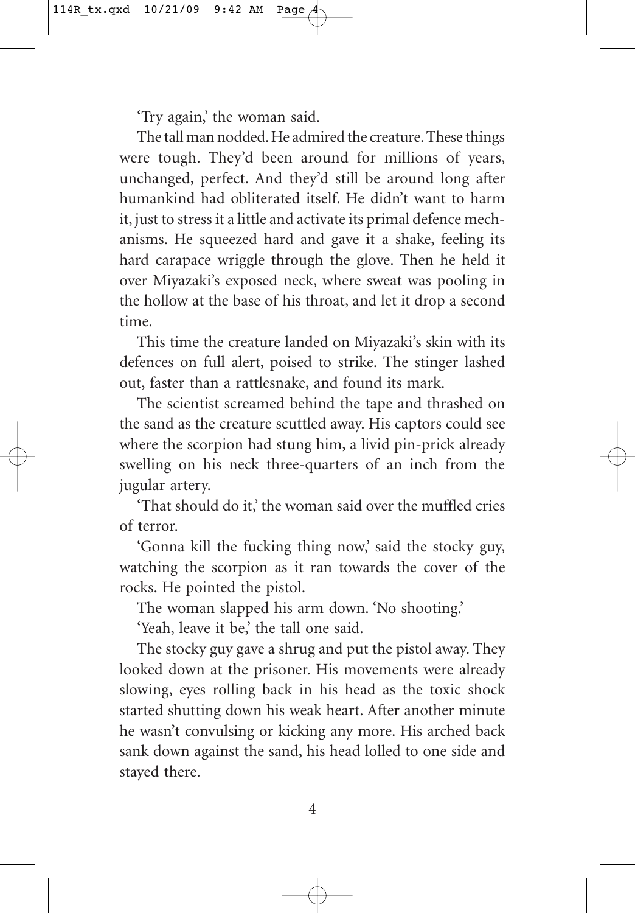'Try again,' the woman said.

The tall man nodded. He admired the creature. These things were tough. They'd been around for millions of years, unchanged, perfect. And they'd still be around long after humankind had obliterated itself. He didn't want to harm it, just to stress it a little and activate its primal defence mechanisms. He squeezed hard and gave it a shake, feeling its hard carapace wriggle through the glove. Then he held it over Miyazaki's exposed neck, where sweat was pooling in the hollow at the base of his throat, and let it drop a second time.

This time the creature landed on Miyazaki's skin with its defences on full alert, poised to strike. The stinger lashed out, faster than a rattlesnake, and found its mark.

The scientist screamed behind the tape and thrashed on the sand as the creature scuttled away. His captors could see where the scorpion had stung him, a livid pin-prick already swelling on his neck three-quarters of an inch from the jugular artery.

'That should do it,' the woman said over the muffled cries of terror.

'Gonna kill the fucking thing now,' said the stocky guy, watching the scorpion as it ran towards the cover of the rocks. He pointed the pistol.

The woman slapped his arm down. 'No shooting.'

'Yeah, leave it be,' the tall one said.

The stocky guy gave a shrug and put the pistol away. They looked down at the prisoner. His movements were already slowing, eyes rolling back in his head as the toxic shock started shutting down his weak heart. After another minute he wasn't convulsing or kicking any more. His arched back sank down against the sand, his head lolled to one side and stayed there.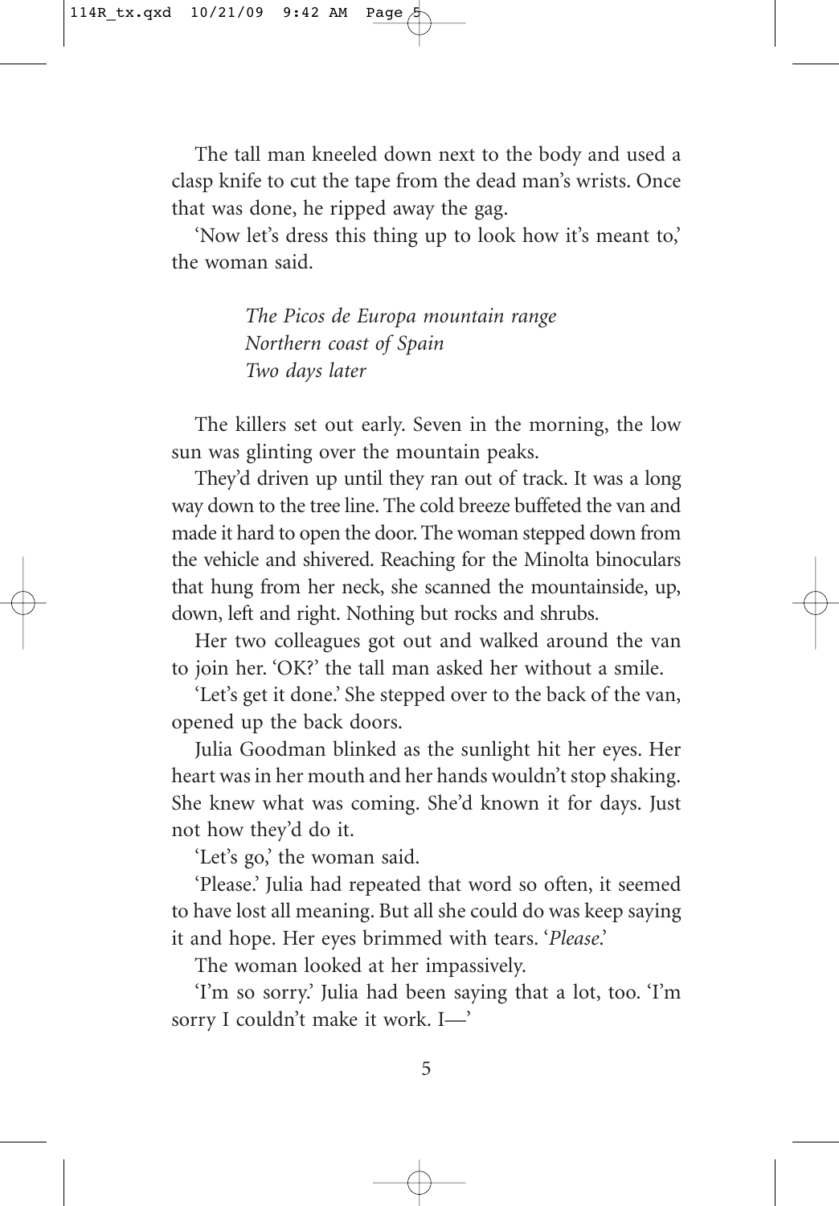The tall man kneeled down next to the body and used a clasp knife to cut the tape from the dead man's wrists. Once that was done, he ripped away the gag.

'Now let's dress this thing up to look how it's meant to,' the woman said.

*The Picos de Europa mountain range*
*Northern coast of Spain*
*Two days later*

The killers set out early. Seven in the morning, the low sun was glinting over the mountain peaks.

They'd driven up until they ran out of track. It was a long way down to the tree line. The cold breeze buffeted the van and made it hard to open the door. The woman stepped down from the vehicle and shivered. Reaching for the Minolta binoculars that hung from her neck, she scanned the mountainside, up, down, left and right. Nothing but rocks and shrubs.

Her two colleagues got out and walked around the van to join her. 'OK?' the tall man asked her without a smile.

'Let's get it done.' She stepped over to the back of the van, opened up the back doors.

Julia Goodman blinked as the sunlight hit her eyes. Her heart was in her mouth and her hands wouldn't stop shaking. She knew what was coming. She'd known it for days. Just not how they'd do it.

'Let's go,' the woman said.

'Please.' Julia had repeated that word so often, it seemed to have lost all meaning. But all she could do was keep saying it and hope. Her eyes brimmed with tears. '*Please*.'

The woman looked at her impassively.

'I'm so sorry.' Julia had been saying that a lot, too. 'I'm sorry I couldn't make it work. I—'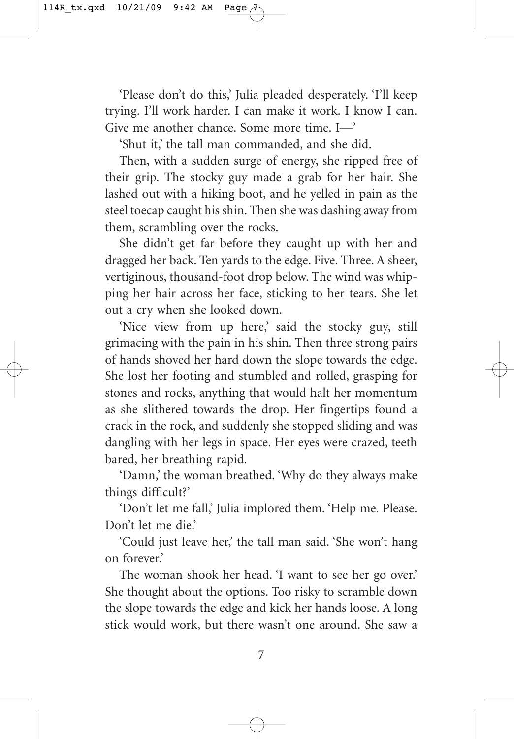'Please don't do this,' Julia pleaded desperately. 'I'll keep trying. I'll work harder. I can make it work. I know I can. Give me another chance. Some more time. I—'

'Shut it,' the tall man commanded, and she did.

Then, with a sudden surge of energy, she ripped free of their grip. The stocky guy made a grab for her hair. She lashed out with a hiking boot, and he yelled in pain as the steel toecap caught his shin. Then she was dashing away from them, scrambling over the rocks.

She didn't get far before they caught up with her and dragged her back. Ten yards to the edge. Five. Three. A sheer, vertiginous, thousand-foot drop below. The wind was whipping her hair across her face, sticking to her tears. She let out a cry when she looked down.

'Nice view from up here,' said the stocky guy, still grimacing with the pain in his shin. Then three strong pairs of hands shoved her hard down the slope towards the edge. She lost her footing and stumbled and rolled, grasping for stones and rocks, anything that would halt her momentum as she slithered towards the drop. Her fingertips found a crack in the rock, and suddenly she stopped sliding and was dangling with her legs in space. Her eyes were crazed, teeth bared, her breathing rapid.

'Damn,' the woman breathed. 'Why do they always make things difficult?'

'Don't let me fall,' Julia implored them. 'Help me. Please. Don't let me die.'

'Could just leave her,' the tall man said. 'She won't hang on forever.'

The woman shook her head. 'I want to see her go over.' She thought about the options. Too risky to scramble down the slope towards the edge and kick her hands loose. A long stick would work, but there wasn't one around. She saw a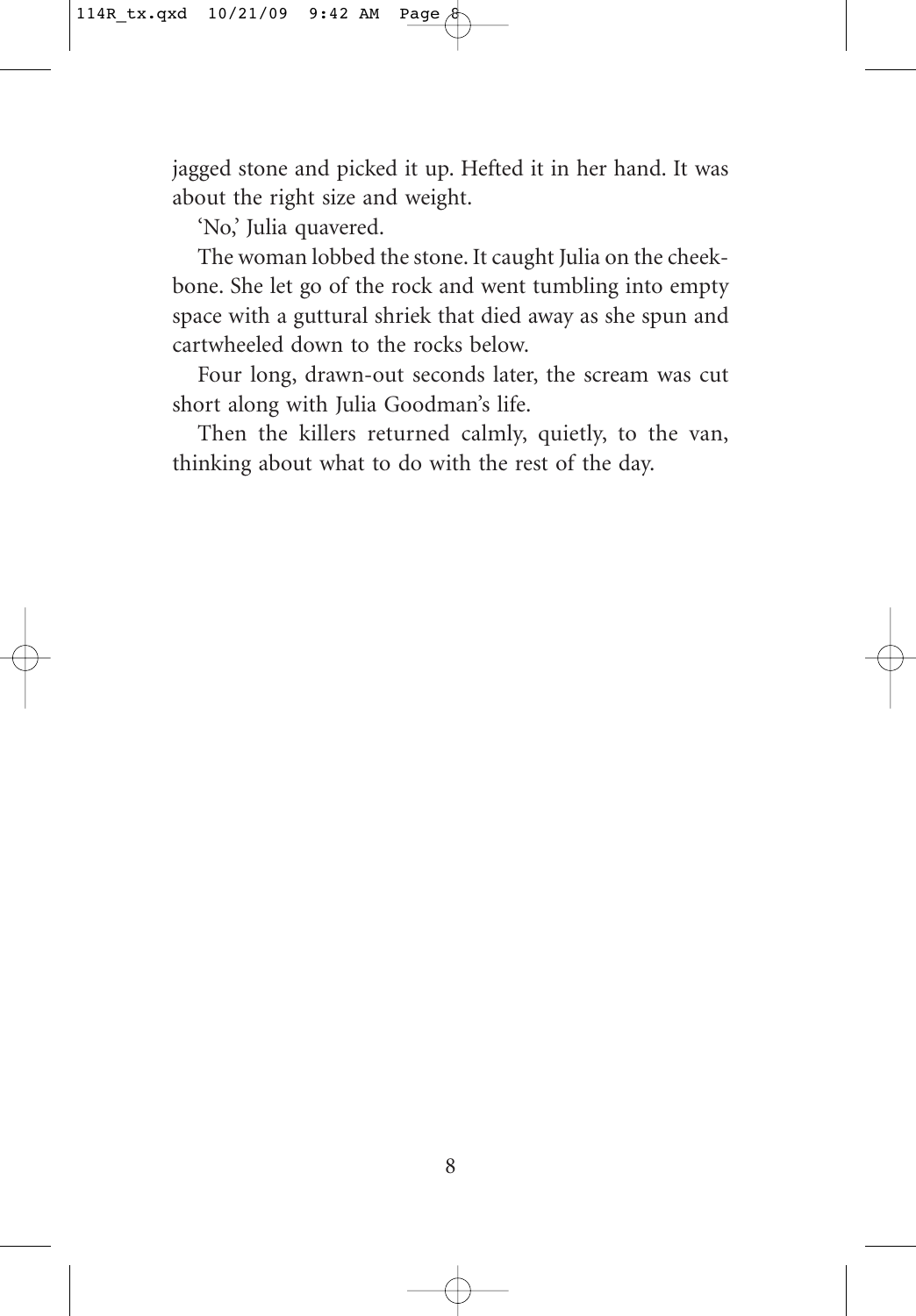jagged stone and picked it up. Hefted it in her hand. It was about the right size and weight.

'No,' Julia quavered.

The woman lobbed the stone. It caught Julia on the cheekbone. She let go of the rock and went tumbling into empty space with a guttural shriek that died away as she spun and cartwheeled down to the rocks below.

Four long, drawn-out seconds later, the scream was cut short along with Julia Goodman's life.

Then the killers returned calmly, quietly, to the van, thinking about what to do with the rest of the day.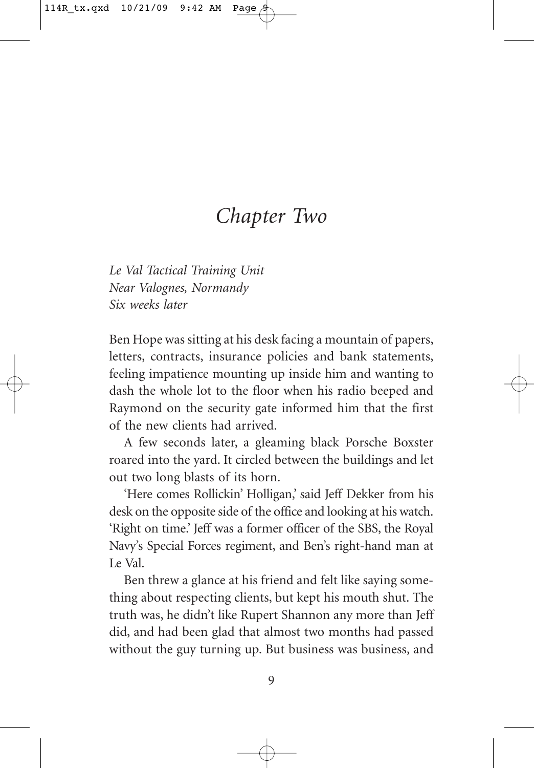# *Chapter Two*

*Le Val Tactical Training Unit*
*Near Valognes, Normandy*
*Six weeks later*

Ben Hope was sitting at his desk facing a mountain of papers, letters, contracts, insurance policies and bank statements, feeling impatience mounting up inside him and wanting to dash the whole lot to the floor when his radio beeped and Raymond on the security gate informed him that the first of the new clients had arrived.

A few seconds later, a gleaming black Porsche Boxster roared into the yard. It circled between the buildings and let out two long blasts of its horn.

'Here comes Rollickin' Holligan,' said Jeff Dekker from his desk on the opposite side of the office and looking at his watch. 'Right on time.' Jeff was a former officer of the SBS, the Royal Navy's Special Forces regiment, and Ben's right-hand man at Le Val.

Ben threw a glance at his friend and felt like saying something about respecting clients, but kept his mouth shut. The truth was, he didn't like Rupert Shannon any more than Jeff did, and had been glad that almost two months had passed without the guy turning up. But business was business, and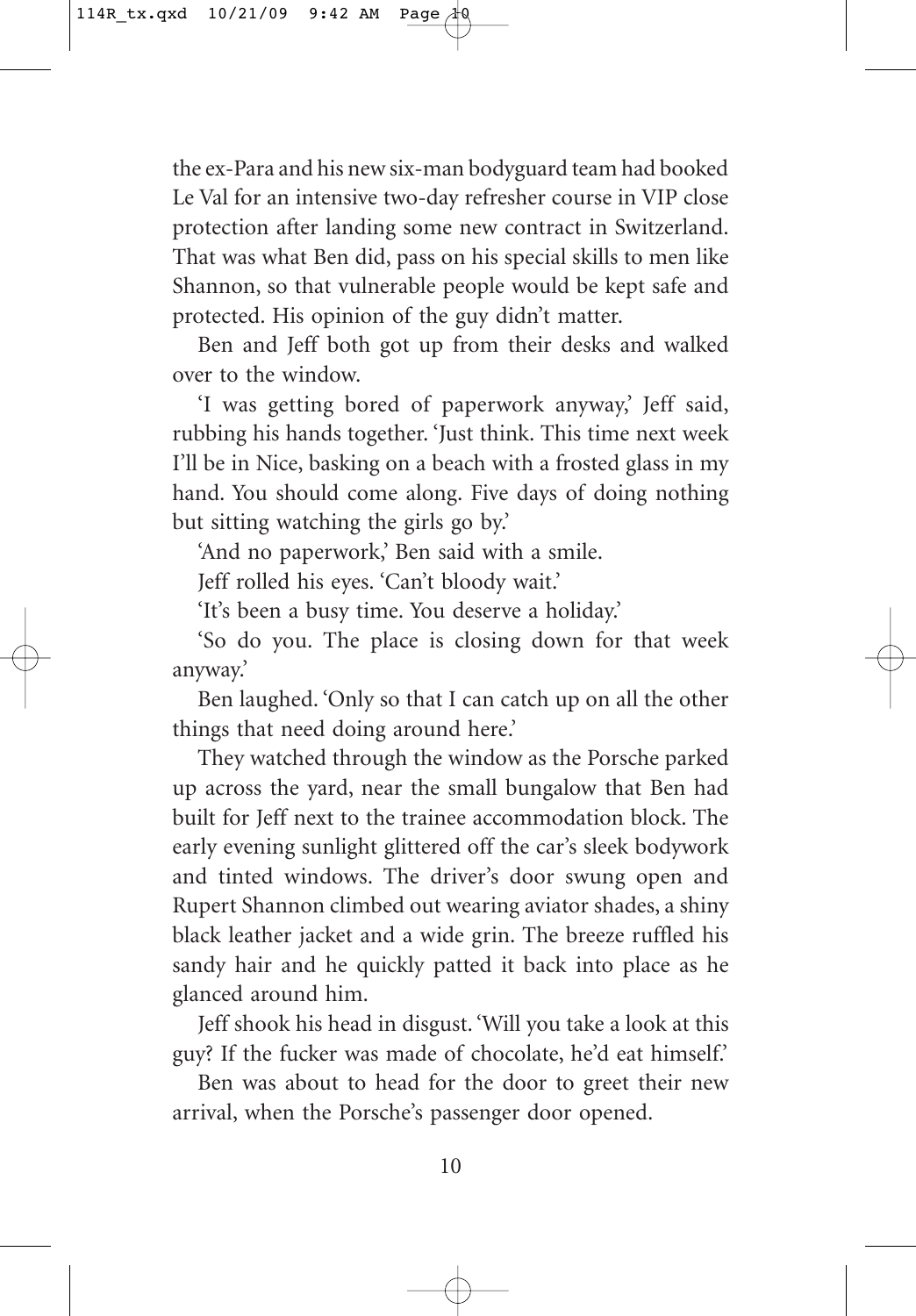the ex-Para and his new six-man bodyguard team had booked Le Val for an intensive two-day refresher course in VIP close protection after landing some new contract in Switzerland. That was what Ben did, pass on his special skills to men like Shannon, so that vulnerable people would be kept safe and protected. His opinion of the guy didn't matter.

Ben and Jeff both got up from their desks and walked over to the window.

'I was getting bored of paperwork anyway,' Jeff said, rubbing his hands together. 'Just think. This time next week I'll be in Nice, basking on a beach with a frosted glass in my hand. You should come along. Five days of doing nothing but sitting watching the girls go by.'

'And no paperwork,' Ben said with a smile.

Jeff rolled his eyes. 'Can't bloody wait.'

'It's been a busy time. You deserve a holiday.'

'So do you. The place is closing down for that week anyway.'

Ben laughed. 'Only so that I can catch up on all the other things that need doing around here.'

They watched through the window as the Porsche parked up across the yard, near the small bungalow that Ben had built for Jeff next to the trainee accommodation block. The early evening sunlight glittered off the car's sleek bodywork and tinted windows. The driver's door swung open and Rupert Shannon climbed out wearing aviator shades, a shiny black leather jacket and a wide grin. The breeze ruffled his sandy hair and he quickly patted it back into place as he glanced around him.

Jeff shook his head in disgust. 'Will you take a look at this guy? If the fucker was made of chocolate, he'd eat himself.'

Ben was about to head for the door to greet their new arrival, when the Porsche's passenger door opened.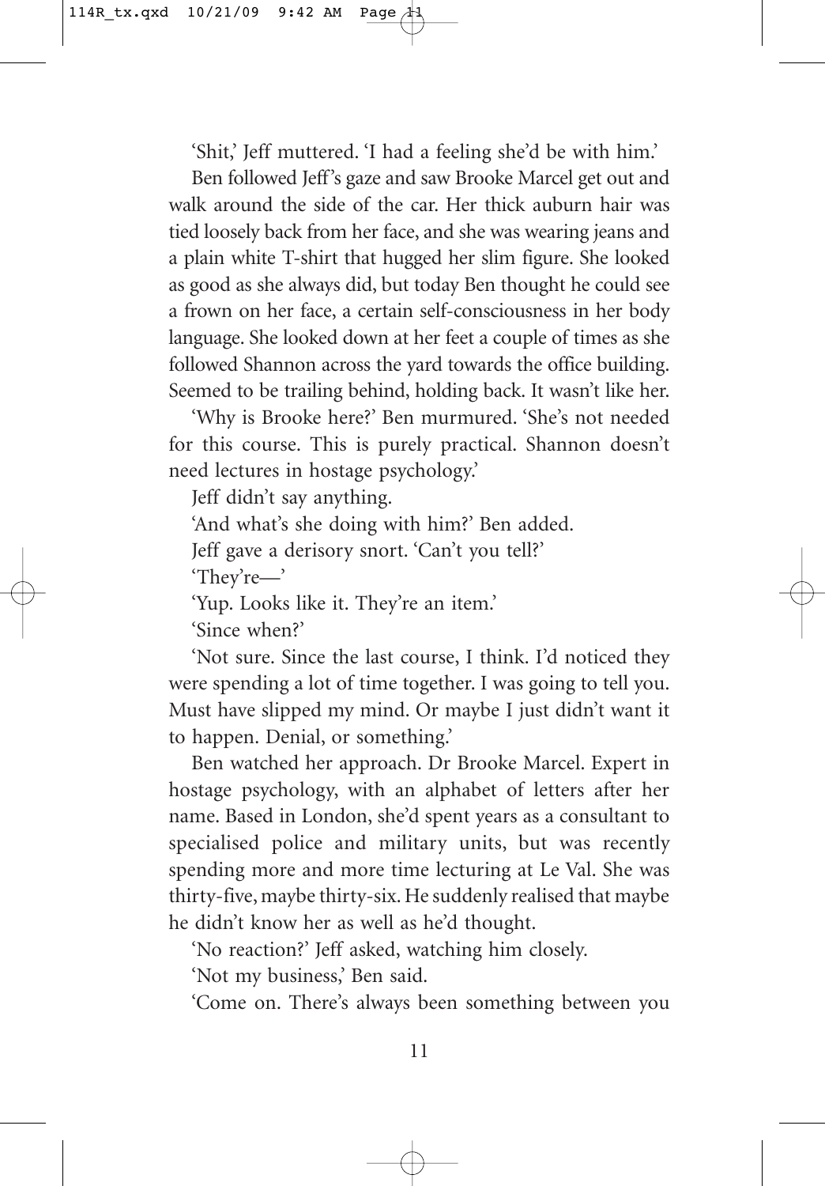'Shit,' Jeff muttered. 'I had a feeling she'd be with him.'

Ben followed Jeff's gaze and saw Brooke Marcel get out and walk around the side of the car. Her thick auburn hair was tied loosely back from her face, and she was wearing jeans and a plain white T-shirt that hugged her slim figure. She looked as good as she always did, but today Ben thought he could see a frown on her face, a certain self-consciousness in her body language. She looked down at her feet a couple of times as she followed Shannon across the yard towards the office building. Seemed to be trailing behind, holding back. It wasn't like her.

'Why is Brooke here?' Ben murmured. 'She's not needed for this course. This is purely practical. Shannon doesn't need lectures in hostage psychology.'

Jeff didn't say anything.

'And what's she doing with him?' Ben added.

Jeff gave a derisory snort. 'Can't you tell?'

'They're—'

'Yup. Looks like it. They're an item.'

'Since when?'

'Not sure. Since the last course, I think. I'd noticed they were spending a lot of time together. I was going to tell you. Must have slipped my mind. Or maybe I just didn't want it to happen. Denial, or something.'

Ben watched her approach. Dr Brooke Marcel. Expert in hostage psychology, with an alphabet of letters after her name. Based in London, she'd spent years as a consultant to specialised police and military units, but was recently spending more and more time lecturing at Le Val. She was thirty-five, maybe thirty-six. He suddenly realised that maybe he didn't know her as well as he'd thought.

'No reaction?' Jeff asked, watching him closely.

'Not my business,' Ben said.

'Come on. There's always been something between you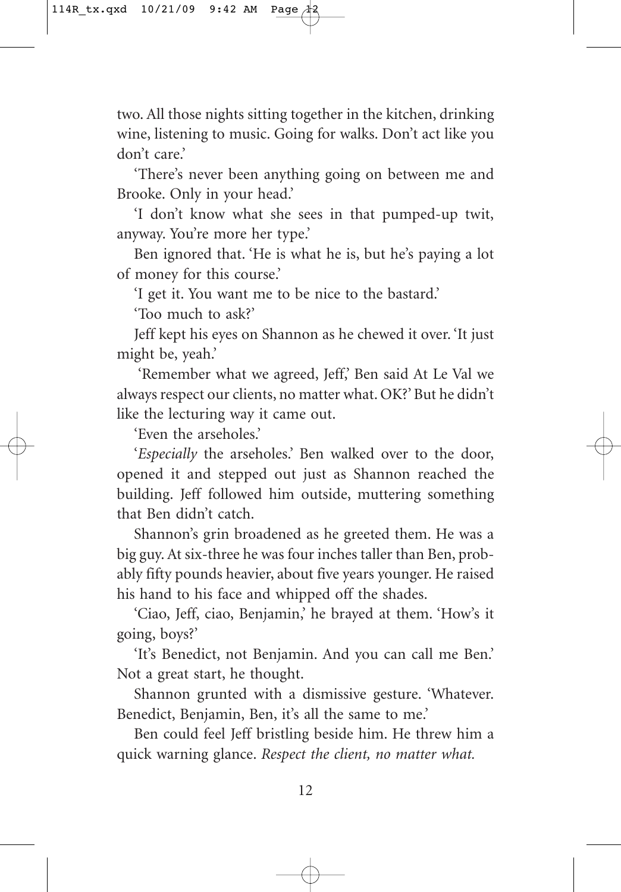two. All those nights sitting together in the kitchen, drinking wine, listening to music. Going for walks. Don't act like you don't care.'

'There's never been anything going on between me and Brooke. Only in your head.'

'I don't know what she sees in that pumped-up twit, anyway. You're more her type.'

Ben ignored that. 'He is what he is, but he's paying a lot of money for this course.'

'I get it. You want me to be nice to the bastard.'

'Too much to ask?'

Jeff kept his eyes on Shannon as he chewed it over. 'It just might be, yeah.'

'Remember what we agreed, Jeff,' Ben said At Le Val we always respect our clients, no matter what. OK?' But he didn't like the lecturing way it came out.

'Even the arseholes.'

'*Especially* the arseholes.' Ben walked over to the door, opened it and stepped out just as Shannon reached the building. Jeff followed him outside, muttering something that Ben didn't catch.

Shannon's grin broadened as he greeted them. He was a big guy. At six-three he was four inches taller than Ben, probably fifty pounds heavier, about five years younger. He raised his hand to his face and whipped off the shades.

'Ciao, Jeff, ciao, Benjamin,' he brayed at them. 'How's it going, boys?'

'It's Benedict, not Benjamin. And you can call me Ben.' Not a great start, he thought.

Shannon grunted with a dismissive gesture. 'Whatever. Benedict, Benjamin, Ben, it's all the same to me.'

Ben could feel Jeff bristling beside him. He threw him a quick warning glance. *Respect the client, no matter what.*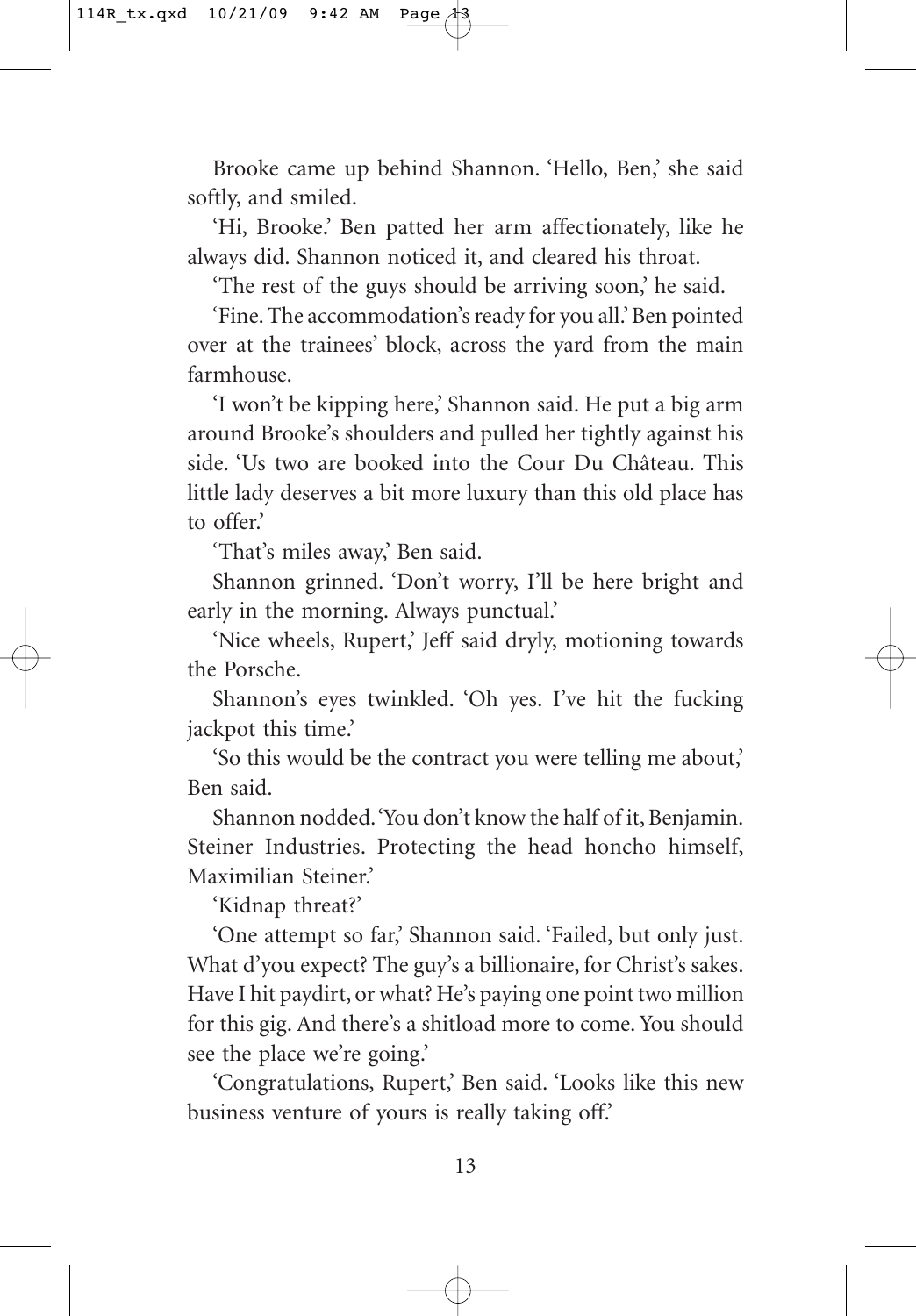Brooke came up behind Shannon. 'Hello, Ben,' she said softly, and smiled.

'Hi, Brooke.' Ben patted her arm affectionately, like he always did. Shannon noticed it, and cleared his throat.

'The rest of the guys should be arriving soon,' he said.

'Fine. The accommodation's ready for you all.' Ben pointed over at the trainees' block, across the yard from the main farmhouse.

'I won't be kipping here,' Shannon said. He put a big arm around Brooke's shoulders and pulled her tightly against his side. 'Us two are booked into the Cour Du Château. This little lady deserves a bit more luxury than this old place has to offer.'

'That's miles away,' Ben said.

Shannon grinned. 'Don't worry, I'll be here bright and early in the morning. Always punctual.'

'Nice wheels, Rupert,' Jeff said dryly, motioning towards the Porsche.

Shannon's eyes twinkled. 'Oh yes. I've hit the fucking jackpot this time.'

'So this would be the contract you were telling me about,' Ben said.

Shannon nodded. 'You don't know the half of it, Benjamin. Steiner Industries. Protecting the head honcho himself, Maximilian Steiner.'

'Kidnap threat?'

'One attempt so far,' Shannon said. 'Failed, but only just. What d'you expect? The guy's a billionaire, for Christ's sakes. Have I hit paydirt, or what? He's paying one point two million for this gig. And there's a shitload more to come. You should see the place we're going.'

'Congratulations, Rupert,' Ben said. 'Looks like this new business venture of yours is really taking off.'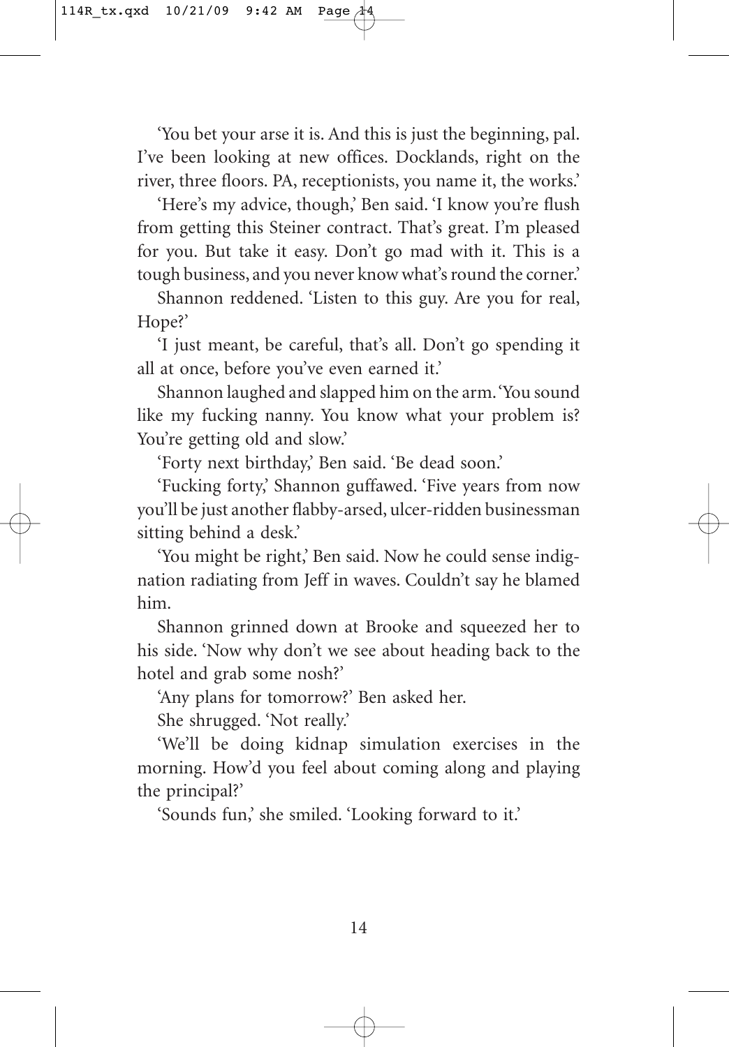'You bet your arse it is. And this is just the beginning, pal. I've been looking at new offices. Docklands, right on the river, three floors. PA, receptionists, you name it, the works.'

'Here's my advice, though,' Ben said. 'I know you're flush from getting this Steiner contract. That's great. I'm pleased for you. But take it easy. Don't go mad with it. This is a tough business, and you never know what's round the corner.'

Shannon reddened. 'Listen to this guy. Are you for real, Hope?'

'I just meant, be careful, that's all. Don't go spending it all at once, before you've even earned it.'

Shannon laughed and slapped him on the arm. 'You sound like my fucking nanny. You know what your problem is? You're getting old and slow.'

'Forty next birthday,' Ben said. 'Be dead soon.'

'Fucking forty,' Shannon guffawed. 'Five years from now you'll be just another flabby-arsed, ulcer-ridden businessman sitting behind a desk.'

'You might be right,' Ben said. Now he could sense indignation radiating from Jeff in waves. Couldn't say he blamed him.

Shannon grinned down at Brooke and squeezed her to his side. 'Now why don't we see about heading back to the hotel and grab some nosh?'

'Any plans for tomorrow?' Ben asked her.

She shrugged. 'Not really.'

'We'll be doing kidnap simulation exercises in the morning. How'd you feel about coming along and playing the principal?'

'Sounds fun,' she smiled. 'Looking forward to it.'